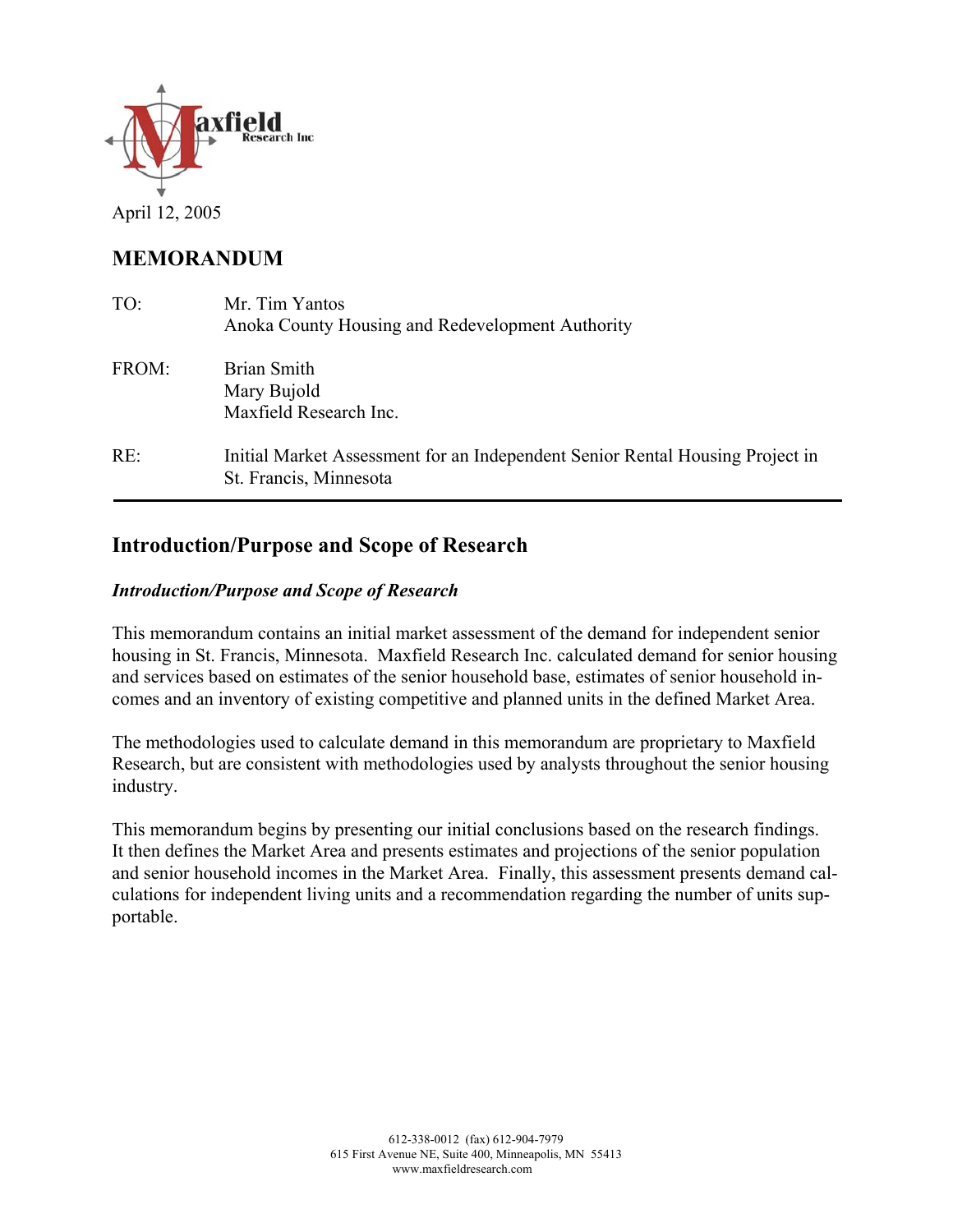April 12, 2005

# MEMORANDUM

TO: Mr. Tim Yantos
Anoka County Housing and Redevelopment Authority

FROM: Brian Smith
Mary Bujold
Maxfield Research Inc.

RE: Initial Market Assessment for an Independent Senior Rental Housing Project in St. Francis, Minnesota

---

## Introduction/Purpose and Scope of Research

### *Introduction/Purpose and Scope of Research*

This memorandum contains an initial market assessment of the demand for independent senior housing in St. Francis, Minnesota. Maxfield Research Inc. calculated demand for senior housing and services based on estimates of the senior household base, estimates of senior household incomes and an inventory of existing competitive and planned units in the defined Market Area.

The methodologies used to calculate demand in this memorandum are proprietary to Maxfield Research, but are consistent with methodologies used by analysts throughout the senior housing industry.

This memorandum begins by presenting our initial conclusions based on the research findings. It then defines the Market Area and presents estimates and projections of the senior population and senior household incomes in the Market Area. Finally, this assessment presents demand calculations for independent living units and a recommendation regarding the number of units supportable.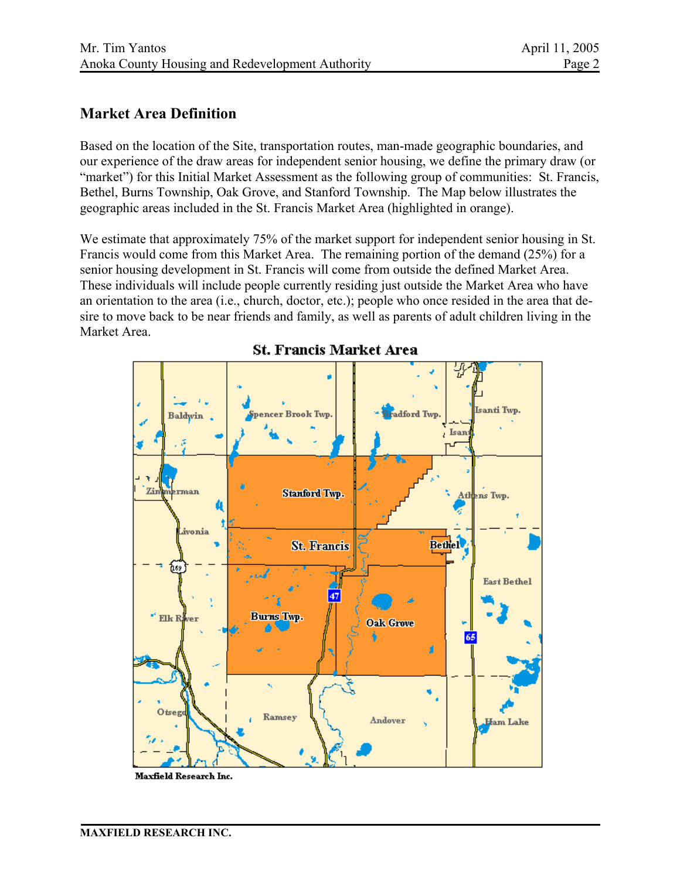## Market Area Definition

Based on the location of the Site, transportation routes, man-made geographic boundaries, and our experience of the draw areas for independent senior housing, we define the primary draw (or "market") for this Initial Market Assessment as the following group of communities: St. Francis, Bethel, Burns Township, Oak Grove, and Stanford Township. The Map below illustrates the geographic areas included in the St. Francis Market Area (highlighted in orange).

We estimate that approximately 75% of the market support for independent senior housing in St. Francis would come from this Market Area. The remaining portion of the demand (25%) for a senior housing development in St. Francis will come from outside the defined Market Area. These individuals will include people currently residing just outside the Market Area who have an orientation to the area (i.e., church, doctor, etc.); people who once resided in the area that desire to move back to be near friends and family, as well as parents of adult children living in the Market Area.

**St. Francis Market Area**

Maxfield Research Inc.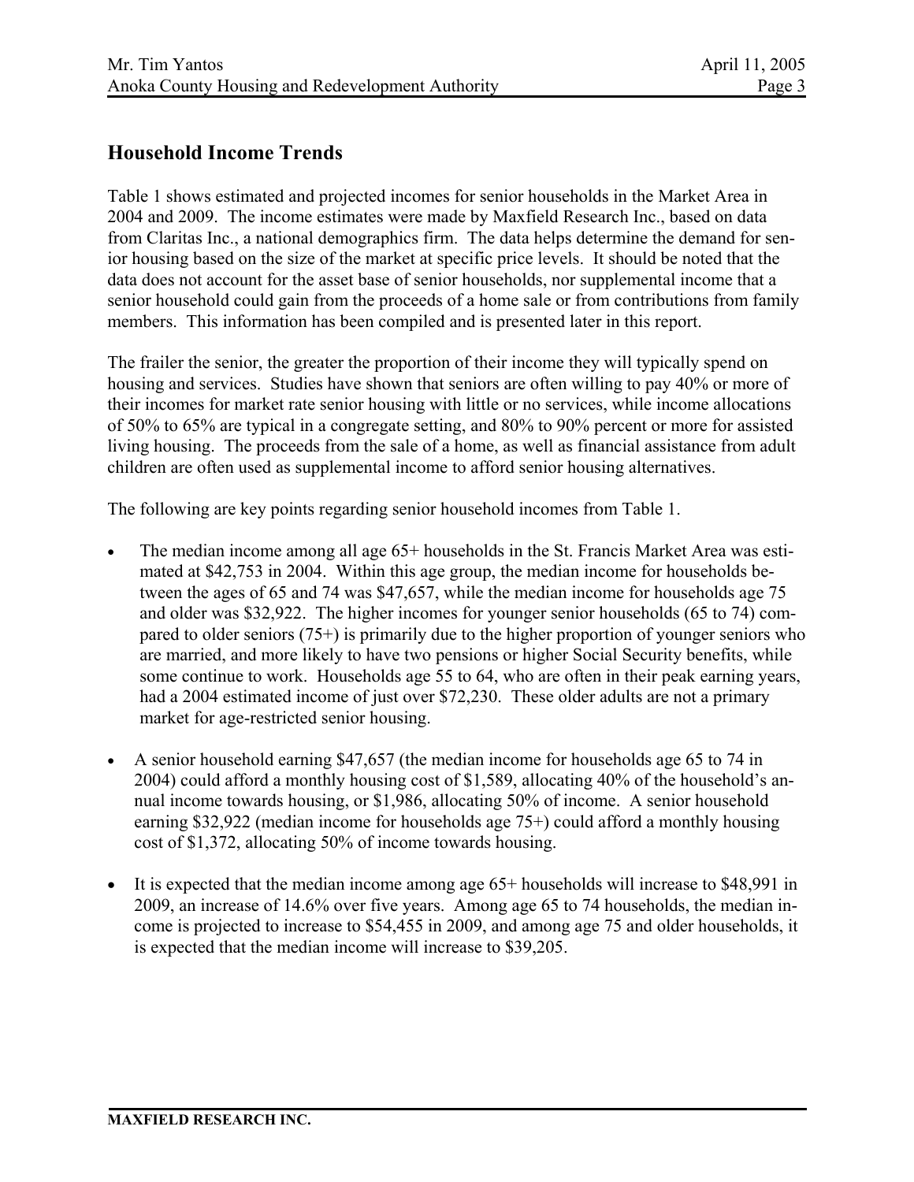## Household Income Trends

Table 1 shows estimated and projected incomes for senior households in the Market Area in 2004 and 2009. The income estimates were made by Maxfield Research Inc., based on data from Claritas Inc., a national demographics firm. The data helps determine the demand for senior housing based on the size of the market at specific price levels. It should be noted that the data does not account for the asset base of senior households, nor supplemental income that a senior household could gain from the proceeds of a home sale or from contributions from family members. This information has been compiled and is presented later in this report.

The frailer the senior, the greater the proportion of their income they will typically spend on housing and services. Studies have shown that seniors are often willing to pay 40% or more of their incomes for market rate senior housing with little or no services, while income allocations of 50% to 65% are typical in a congregate setting, and 80% to 90% percent or more for assisted living housing. The proceeds from the sale of a home, as well as financial assistance from adult children are often used as supplemental income to afford senior housing alternatives.

The following are key points regarding senior household incomes from Table 1.

- The median income among all age 65+ households in the St. Francis Market Area was estimated at $42,753 in 2004. Within this age group, the median income for households between the ages of 65 and 74 was $47,657, while the median income for households age 75 and older was $32,922. The higher incomes for younger senior households (65 to 74) compared to older seniors (75+) is primarily due to the higher proportion of younger seniors who are married, and more likely to have two pensions or higher Social Security benefits, while some continue to work. Households age 55 to 64, who are often in their peak earning years, had a 2004 estimated income of just over $72,230. These older adults are not a primary market for age-restricted senior housing.

- A senior household earning $47,657 (the median income for households age 65 to 74 in 2004) could afford a monthly housing cost of $1,589, allocating 40% of the household's annual income towards housing, or $1,986, allocating 50% of income. A senior household earning $32,922 (median income for households age 75+) could afford a monthly housing cost of $1,372, allocating 50% of income towards housing.

- It is expected that the median income among age 65+ households will increase to $48,991 in 2009, an increase of 14.6% over five years. Among age 65 to 74 households, the median income is projected to increase to $54,455 in 2009, and among age 75 and older households, it is expected that the median income will increase to $39,205.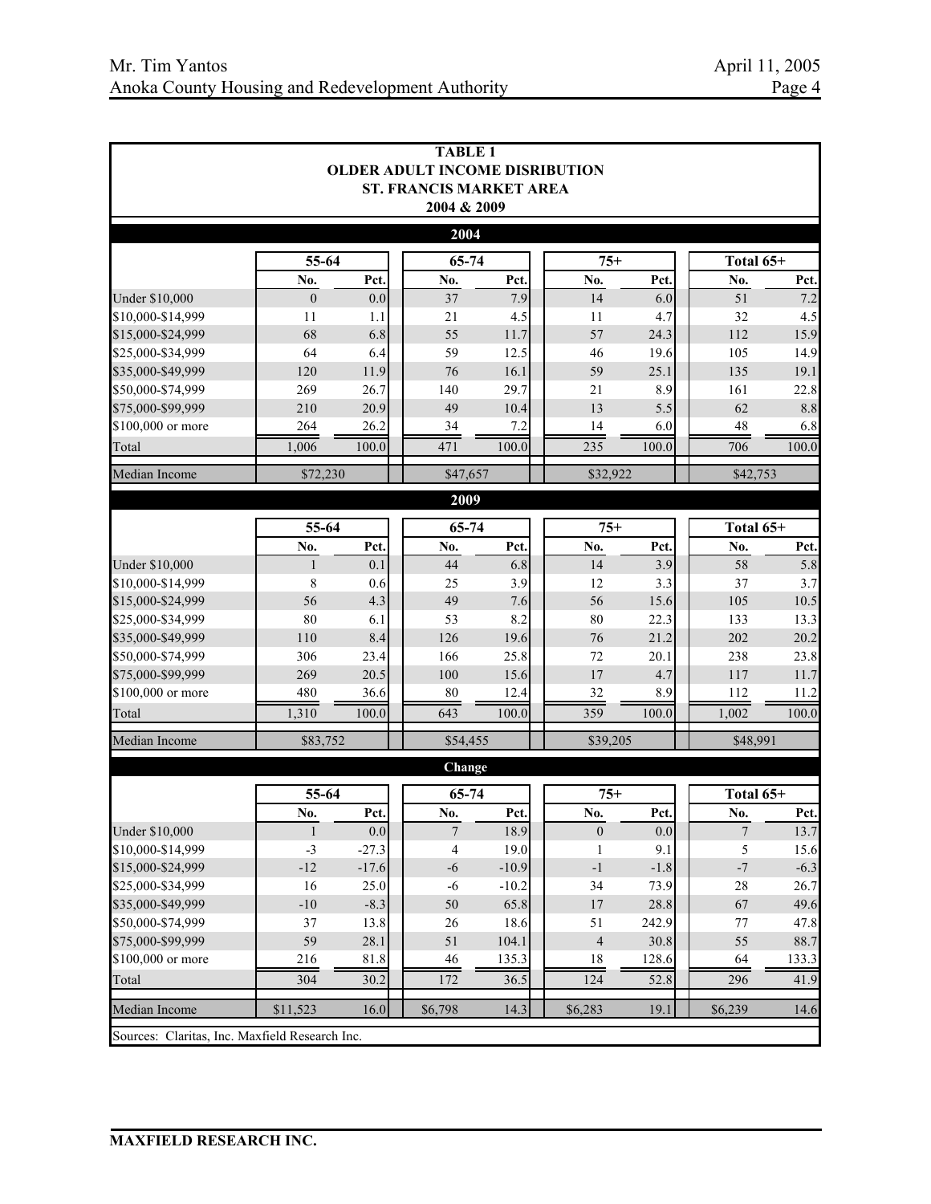**TABLE 1**
**OLDER ADULT INCOME DISRIBUTION**
**ST. FRANCIS MARKET AREA**
**2004 & 2009**

| | 55-64 | | 65-74 | | 75+ | | Total 65+ | |
|---|---|---|---|---|---|---|---|---|
| **2004** | | | | | | | | |
| | No. | Pct. | No. | Pct. | No. | Pct. | No. | Pct. |
| Under $10,000 | 0 | 0.0 | 37 | 7.9 | 14 | 6.0 | 51 | 7.2 |
| $10,000-$14,999 | 11 | 1.1 | 21 | 4.5 | 11 | 4.7 | 32 | 4.5 |
| $15,000-$24,999 | 68 | 6.8 | 55 | 11.7 | 57 | 24.3 | 112 | 15.9 |
| $25,000-$34,999 | 64 | 6.4 | 59 | 12.5 | 46 | 19.6 | 105 | 14.9 |
| $35,000-$49,999 | 120 | 11.9 | 76 | 16.1 | 59 | 25.1 | 135 | 19.1 |
| $50,000-$74,999 | 269 | 26.7 | 140 | 29.7 | 21 | 8.9 | 161 | 22.8 |
| $75,000-$99,999 | 210 | 20.9 | 49 | 10.4 | 13 | 5.5 | 62 | 8.8 |
| $100,000 or more | 264 | 26.2 | 34 | 7.2 | 14 | 6.0 | 48 | 6.8 |
| Total | 1,006 | 100.0 | 471 | 100.0 | 235 | 100.0 | 706 | 100.0 |
| Median Income | $72,230 | | $47,657 | | $32,922 | | $42,753 | |
| **2009** | | | | | | | | |
| | No. | Pct. | No. | Pct. | No. | Pct. | No. | Pct. |
| Under $10,000 | 1 | 0.1 | 44 | 6.8 | 14 | 3.9 | 58 | 5.8 |
| $10,000-$14,999 | 8 | 0.6 | 25 | 3.9 | 12 | 3.3 | 37 | 3.7 |
| $15,000-$24,999 | 56 | 4.3 | 49 | 7.6 | 56 | 15.6 | 105 | 10.5 |
| $25,000-$34,999 | 80 | 6.1 | 53 | 8.2 | 80 | 22.3 | 133 | 13.3 |
| $35,000-$49,999 | 110 | 8.4 | 126 | 19.6 | 76 | 21.2 | 202 | 20.2 |
| $50,000-$74,999 | 306 | 23.4 | 166 | 25.8 | 72 | 20.1 | 238 | 23.8 |
| $75,000-$99,999 | 269 | 20.5 | 100 | 15.6 | 17 | 4.7 | 117 | 11.7 |
| $100,000 or more | 480 | 36.6 | 80 | 12.4 | 32 | 8.9 | 112 | 11.2 |
| Total | 1,310 | 100.0 | 643 | 100.0 | 359 | 100.0 | 1,002 | 100.0 |
| Median Income | $83,752 | | $54,455 | | $39,205 | | $48,991 | |
| **Change** | | | | | | | | |
| | No. | Pct. | No. | Pct. | No. | Pct. | No. | Pct. |
| Under $10,000 | 1 | 0.0 | 7 | 18.9 | 0 | 0.0 | 7 | 13.7 |
| $10,000-$14,999 | -3 | -27.3 | 4 | 19.0 | 1 | 9.1 | 5 | 15.6 |
| $15,000-$24,999 | -12 | -17.6 | -6 | -10.9 | -1 | -1.8 | -7 | -6.3 |
| $25,000-$34,999 | 16 | 25.0 | -6 | -10.2 | 34 | 73.9 | 28 | 26.7 |
| $35,000-$49,999 | -10 | -8.3 | 50 | 65.8 | 17 | 28.8 | 67 | 49.6 |
| $50,000-$74,999 | 37 | 13.8 | 26 | 18.6 | 51 | 242.9 | 77 | 47.8 |
| $75,000-$99,999 | 59 | 28.1 | 51 | 104.1 | 4 | 30.8 | 55 | 88.7 |
| $100,000 or more | 216 | 81.8 | 46 | 135.3 | 18 | 128.6 | 64 | 133.3 |
| Total | 304 | 30.2 | 172 | 36.5 | 124 | 52.8 | 296 | 41.9 |
| Median Income | $11,523 | 16.0 | $6,798 | 14.3 | $6,283 | 19.1 | $6,239 | 14.6 |

Sources: Claritas, Inc. Maxfield Research Inc.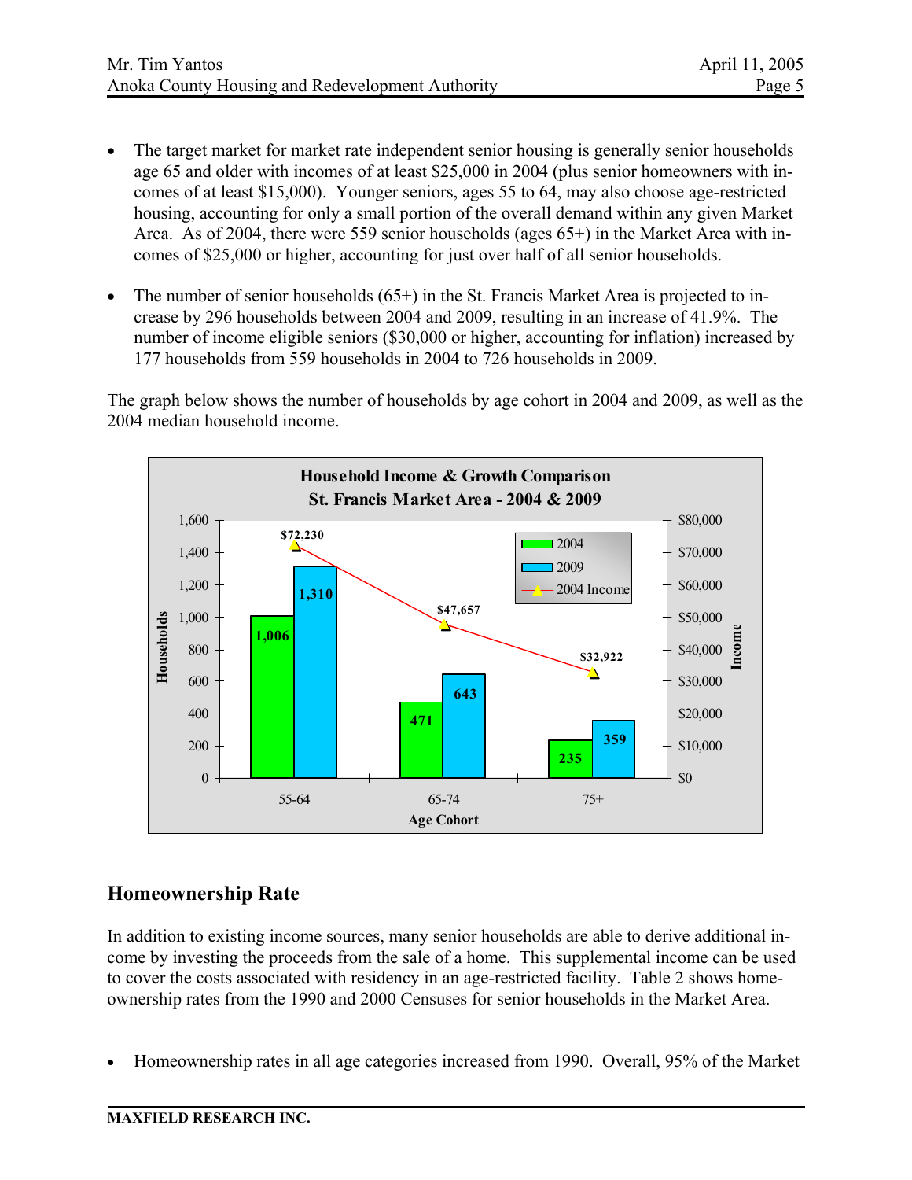- The target market for market rate independent senior housing is generally senior households age 65 and older with incomes of at least $25,000 in 2004 (plus senior homeowners with incomes of at least $15,000). Younger seniors, ages 55 to 64, may also choose age-restricted housing, accounting for only a small portion of the overall demand within any given Market Area. As of 2004, there were 559 senior households (ages 65+) in the Market Area with incomes of $25,000 or higher, accounting for just over half of all senior households.

- The number of senior households (65+) in the St. Francis Market Area is projected to increase by 296 households between 2004 and 2009, resulting in an increase of 41.9%. The number of income eligible seniors ($30,000 or higher, accounting for inflation) increased by 177 households from 559 households in 2004 to 726 households in 2009.

The graph below shows the number of households by age cohort in 2004 and 2009, as well as the 2004 median household income.

**Household Income & Growth Comparison**
**St. Francis Market Area - 2004 & 2009**

| Age Cohort | 2004 Households | 2009 Households | 2004 Income |
|---|---|---|---|
| 55-64 | 1,006 | 1,310 | $72,230 |
| 65-74 | 471 | 643 | $47,657 |
| 75+ | 235 | 359 | $32,922 |

## Homeownership Rate

In addition to existing income sources, many senior households are able to derive additional income by investing the proceeds from the sale of a home. This supplemental income can be used to cover the costs associated with residency in an age-restricted facility. Table 2 shows homeownership rates from the 1990 and 2000 Censuses for senior households in the Market Area.

- Homeownership rates in all age categories increased from 1990. Overall, 95% of the Market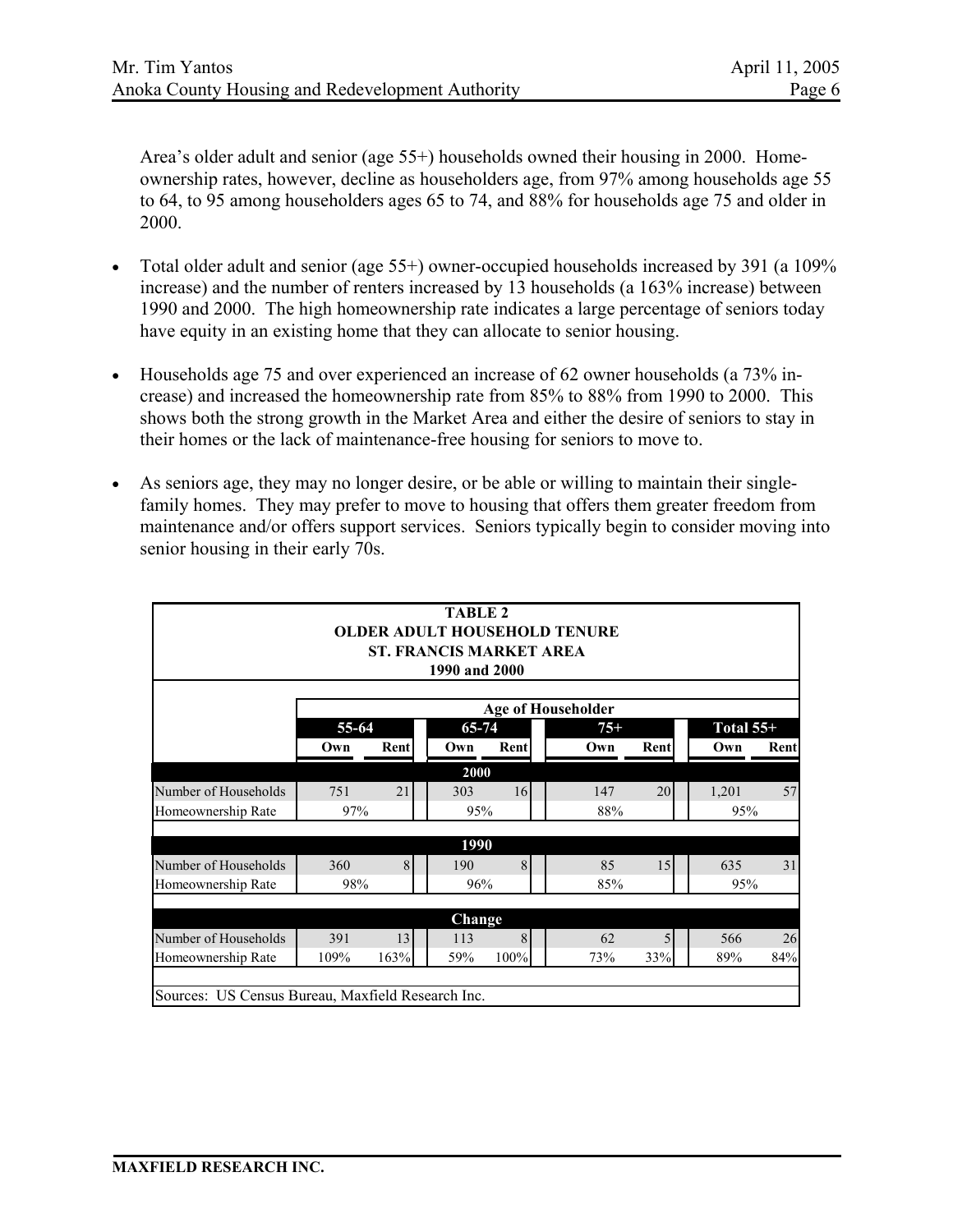Area's older adult and senior (age 55+) households owned their housing in 2000. Homeownership rates, however, decline as householders age, from 97% among households age 55 to 64, to 95 among householders ages 65 to 74, and 88% for households age 75 and older in 2000.

- Total older adult and senior (age 55+) owner-occupied households increased by 391 (a 109% increase) and the number of renters increased by 13 households (a 163% increase) between 1990 and 2000. The high homeownership rate indicates a large percentage of seniors today have equity in an existing home that they can allocate to senior housing.

- Households age 75 and over experienced an increase of 62 owner households (a 73% increase) and increased the homeownership rate from 85% to 88% from 1990 to 2000. This shows both the strong growth in the Market Area and either the desire of seniors to stay in their homes or the lack of maintenance-free housing for seniors to move to.

- As seniors age, they may no longer desire, or be able or willing to maintain their single-family homes. They may prefer to move to housing that offers them greater freedom from maintenance and/or offers support services. Seniors typically begin to consider moving into senior housing in their early 70s.

**TABLE 2**
**OLDER ADULT HOUSEHOLD TENURE**
**ST. FRANCIS MARKET AREA**
**1990 and 2000**

| | Age of Householder | | | | | | | |
|---|---|---|---|---|---|---|---|---|
| | 55-64 | | 65-74 | | 75+ | | Total 55+ | |
| | Own | Rent | Own | Rent | Own | Rent | Own | Rent |
| **2000** | | | | | | | | |
| Number of Households | 751 | 21 | 303 | 16 | 147 | 20 | 1,201 | 57 |
| Homeownership Rate | 97% | | 95% | | 88% | | 95% | |
| **1990** | | | | | | | | |
| Number of Households | 360 | 8 | 190 | 8 | 85 | 15 | 635 | 31 |
| Homeownership Rate | 98% | | 96% | | 85% | | 95% | |
| **Change** | | | | | | | | |
| Number of Households | 391 | 13 | 113 | 8 | 62 | 5 | 566 | 26 |
| Homeownership Rate | 109% | 163% | 59% | 100% | 73% | 33% | 89% | 84% |

Sources: US Census Bureau, Maxfield Research Inc.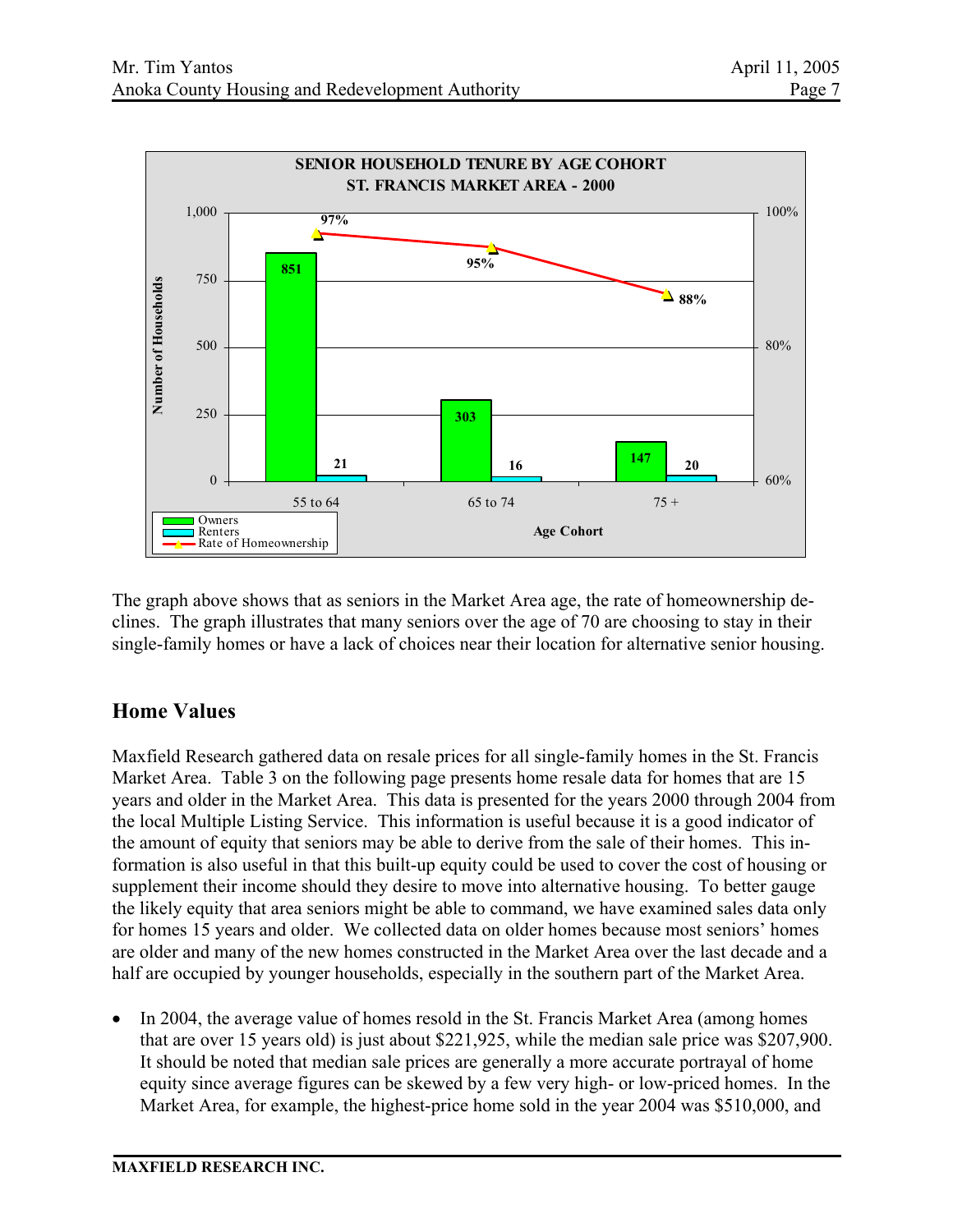**SENIOR HOUSEHOLD TENURE BY AGE COHORT**
**ST. FRANCIS MARKET AREA - 2000**

| Age Cohort | Owners | Renters | Rate of Homeownership |
|---|---|---|---|
| 55 to 64 | 851 | 21 | 97% |
| 65 to 74 | 303 | 16 | 95% |
| 75 + | 147 | 20 | 88% |

The graph above shows that as seniors in the Market Area age, the rate of homeownership declines. The graph illustrates that many seniors over the age of 70 are choosing to stay in their single-family homes or have a lack of choices near their location for alternative senior housing.

## Home Values

Maxfield Research gathered data on resale prices for all single-family homes in the St. Francis Market Area. Table 3 on the following page presents home resale data for homes that are 15 years and older in the Market Area. This data is presented for the years 2000 through 2004 from the local Multiple Listing Service. This information is useful because it is a good indicator of the amount of equity that seniors may be able to derive from the sale of their homes. This information is also useful in that this built-up equity could be used to cover the cost of housing or supplement their income should they desire to move into alternative housing. To better gauge the likely equity that area seniors might be able to command, we have examined sales data only for homes 15 years and older. We collected data on older homes because most seniors' homes are older and many of the new homes constructed in the Market Area over the last decade and a half are occupied by younger households, especially in the southern part of the Market Area.

- In 2004, the average value of homes resold in the St. Francis Market Area (among homes that are over 15 years old) is just about $221,925, while the median sale price was $207,900. It should be noted that median sale prices are generally a more accurate portrayal of home equity since average figures can be skewed by a few very high- or low-priced homes. In the Market Area, for example, the highest-price home sold in the year 2004 was $510,000, and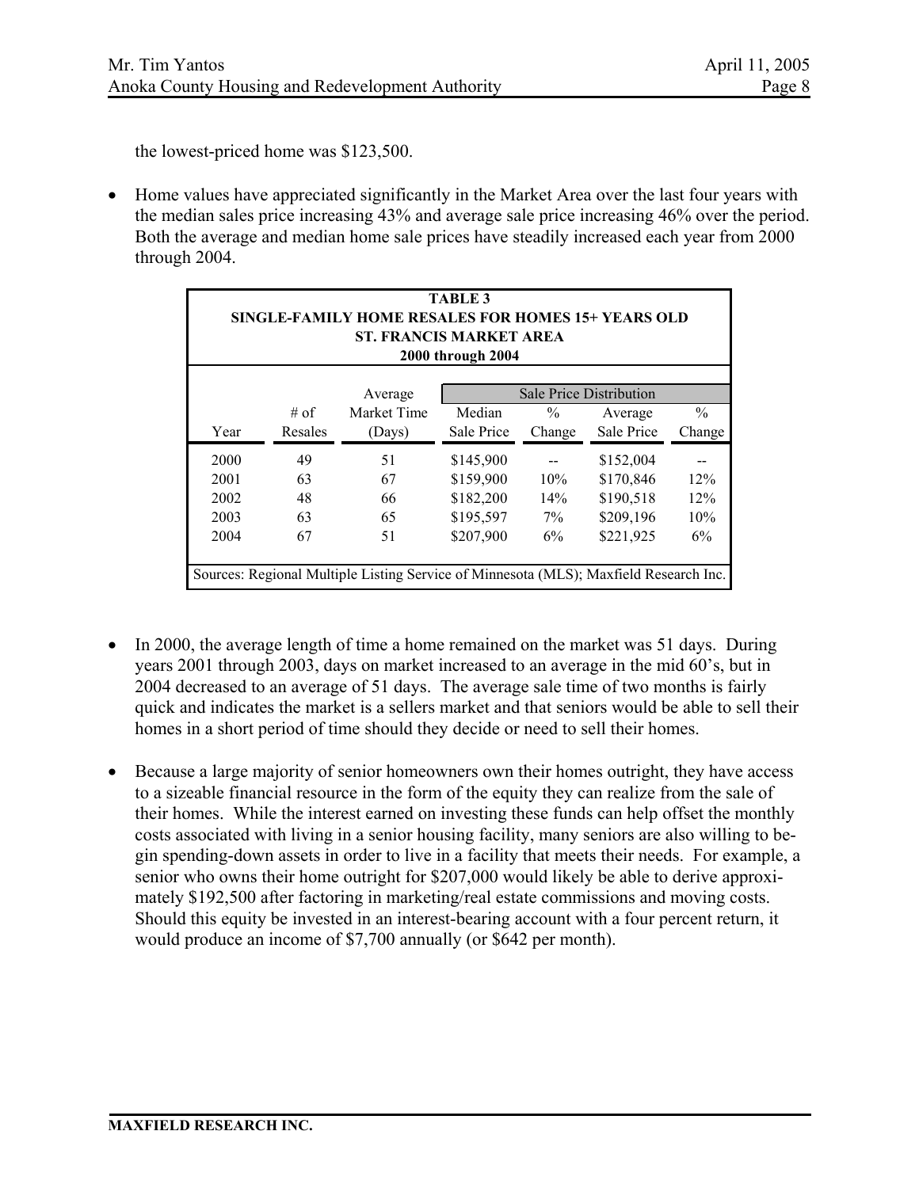the lowest-priced home was $123,500.

- Home values have appreciated significantly in the Market Area over the last four years with the median sales price increasing 43% and average sale price increasing 46% over the period. Both the average and median home sale prices have steadily increased each year from 2000 through 2004.

**TABLE 3**
**SINGLE-FAMILY HOME RESALES FOR HOMES 15+ YEARS OLD**
**ST. FRANCIS MARKET AREA**
**2000 through 2004**

| | | | Sale Price Distribution | | | |
|---|---|---|---|---|---|---|
| Year | # of Resales | Average Market Time (Days) | Median Sale Price | % Change | Average Sale Price | % Change |
| 2000 | 49 | 51 | $145,900 | -- | $152,004 | -- |
| 2001 | 63 | 67 | $159,900 | 10% | $170,846 | 12% |
| 2002 | 48 | 66 | $182,200 | 14% | $190,518 | 12% |
| 2003 | 63 | 65 | $195,597 | 7% | $209,196 | 10% |
| 2004 | 67 | 51 | $207,900 | 6% | $221,925 | 6% |

Sources: Regional Multiple Listing Service of Minnesota (MLS); Maxfield Research Inc.

- In 2000, the average length of time a home remained on the market was 51 days. During years 2001 through 2003, days on market increased to an average in the mid 60's, but in 2004 decreased to an average of 51 days. The average sale time of two months is fairly quick and indicates the market is a sellers market and that seniors would be able to sell their homes in a short period of time should they decide or need to sell their homes.

- Because a large majority of senior homeowners own their homes outright, they have access to a sizeable financial resource in the form of the equity they can realize from the sale of their homes. While the interest earned on investing these funds can help offset the monthly costs associated with living in a senior housing facility, many seniors are also willing to begin spending-down assets in order to live in a facility that meets their needs. For example, a senior who owns their home outright for $207,000 would likely be able to derive approximately $192,500 after factoring in marketing/real estate commissions and moving costs. Should this equity be invested in an interest-bearing account with a four percent return, it would produce an income of $7,700 annually (or $642 per month).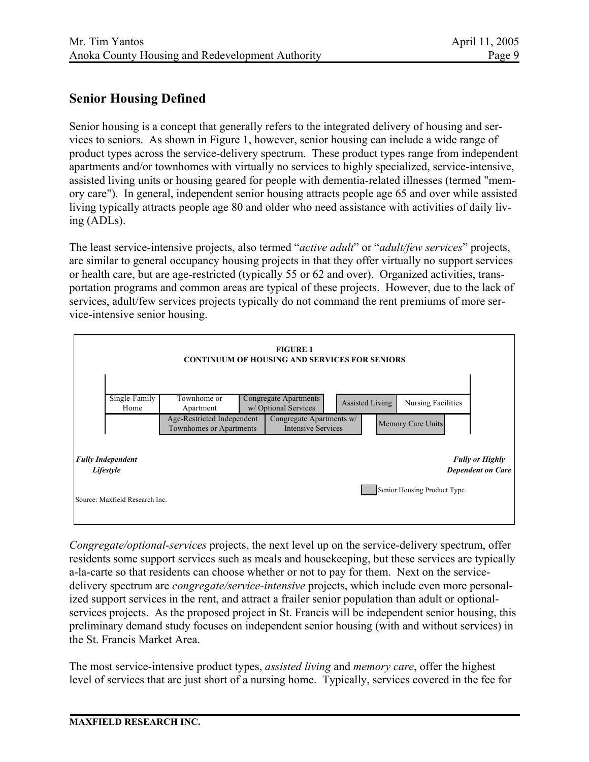## Senior Housing Defined

Senior housing is a concept that generally refers to the integrated delivery of housing and services to seniors. As shown in Figure 1, however, senior housing can include a wide range of product types across the service-delivery spectrum. These product types range from independent apartments and/or townhomes with virtually no services to highly specialized, service-intensive, assisted living units or housing geared for people with dementia-related illnesses (termed "memory care"). In general, independent senior housing attracts people age 65 and over while assisted living typically attracts people age 80 and older who need assistance with activities of daily living (ADLs).

The least service-intensive projects, also termed "*active adult*" or "*adult/few services*" projects, are similar to general occupancy housing projects in that they offer virtually no support services or health care, but are age-restricted (typically 55 or 62 and over). Organized activities, transportation programs and common areas are typical of these projects. However, due to the lack of services, adult/few services projects typically do not command the rent premiums of more service-intensive senior housing.

**FIGURE 1**
**CONTINUUM OF HOUSING AND SERVICES FOR SENIORS**

| Single-Family Home | Townhome or Apartment | Congregate Apartments w/ Optional Services | Assisted Living | Nursing Facilities |
|---|---|---|---|---|
| | Age-Restricted Independent Townhomes or Apartments | Congregate Apartments w/ Intensive Services | Memory Care Units | |

***Fully Independent Lifestyle*** → ***Fully or Highly Dependent on Care***

Shaded: Senior Housing Product Type

Source: Maxfield Research Inc.

*Congregate/optional-services* projects, the next level up on the service-delivery spectrum, offer residents some support services such as meals and housekeeping, but these services are typically a-la-carte so that residents can choose whether or not to pay for them. Next on the service-delivery spectrum are *congregate/service-intensive* projects, which include even more personalized support services in the rent, and attract a frailer senior population than adult or optional-services projects. As the proposed project in St. Francis will be independent senior housing, this preliminary demand study focuses on independent senior housing (with and without services) in the St. Francis Market Area.

The most service-intensive product types, *assisted living* and *memory care*, offer the highest level of services that are just short of a nursing home. Typically, services covered in the fee for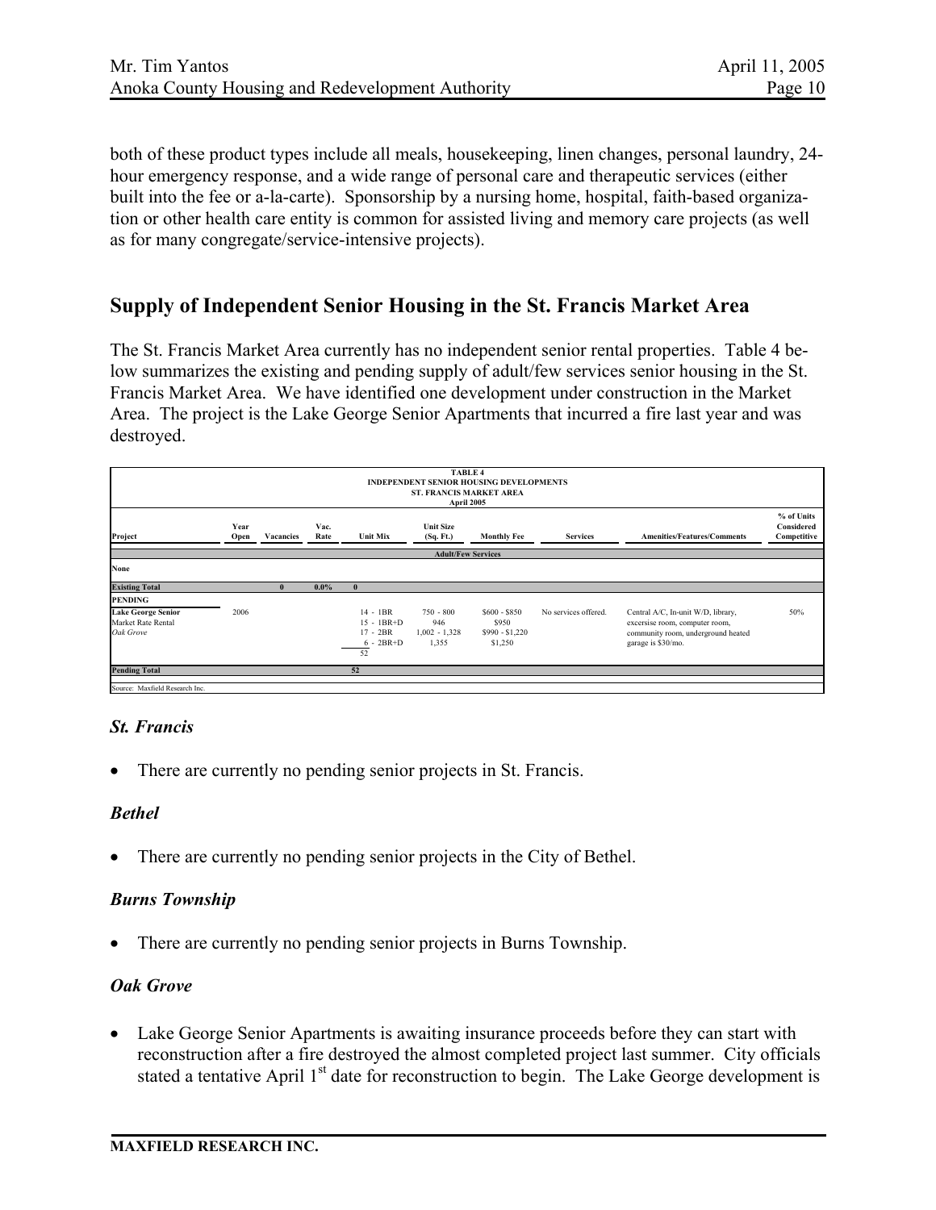both of these product types include all meals, housekeeping, linen changes, personal laundry, 24-hour emergency response, and a wide range of personal care and therapeutic services (either built into the fee or a-la-carte). Sponsorship by a nursing home, hospital, faith-based organization or other health care entity is common for assisted living and memory care projects (as well as for many congregate/service-intensive projects).

## Supply of Independent Senior Housing in the St. Francis Market Area

The St. Francis Market Area currently has no independent senior rental properties. Table 4 below summarizes the existing and pending supply of adult/few services senior housing in the St. Francis Market Area. We have identified one development under construction in the Market Area. The project is the Lake George Senior Apartments that incurred a fire last year and was destroyed.

**TABLE 4**
**INDEPENDENT SENIOR HOUSING DEVELOPMENTS**
**ST. FRANCIS MARKET AREA**
**April 2005**

| Project | Year Open | Vacancies | Vac. Rate | Unit Mix | Unit Size (Sq. Ft.) | Monthly Fee | Services | Amenities/Features/Comments | % of Units Considered Competitive |
|---|---|---|---|---|---|---|---|---|---|
| **Adult/Few Services** | | | | | | | | | |
| **None** | | | | | | | | | |
| **Existing Total** | | **0** | **0.0%** | **0** | | | | | |
| **PENDING** | | | | | | | | | |
| **Lake George Senior** Market Rate Rental *Oak Grove* | 2006 | | | 14 - 1BR<br>15 - 1BR+D<br>17 - 2BR<br>6 - 2BR+D<br>52 | 750 - 800<br>946<br>1,002 - 1,328<br>1,355 | $600 - $850<br>$950<br>$990 - $1,220<br>$1,250 | No services offered. | Central A/C, In-unit W/D, library, excersise room, computer room, community room, underground heated garage is $30/mo. | 50% |
| **Pending Total** | | | | **52** | | | | | |

Source: Maxfield Research Inc.

### *St. Francis*

- There are currently no pending senior projects in St. Francis.

### *Bethel*

- There are currently no pending senior projects in the City of Bethel.

### *Burns Township*

- There are currently no pending senior projects in Burns Township.

### *Oak Grove*

- Lake George Senior Apartments is awaiting insurance proceeds before they can start with reconstruction after a fire destroyed the almost completed project last summer. City officials stated a tentative April 1st date for reconstruction to begin. The Lake George development is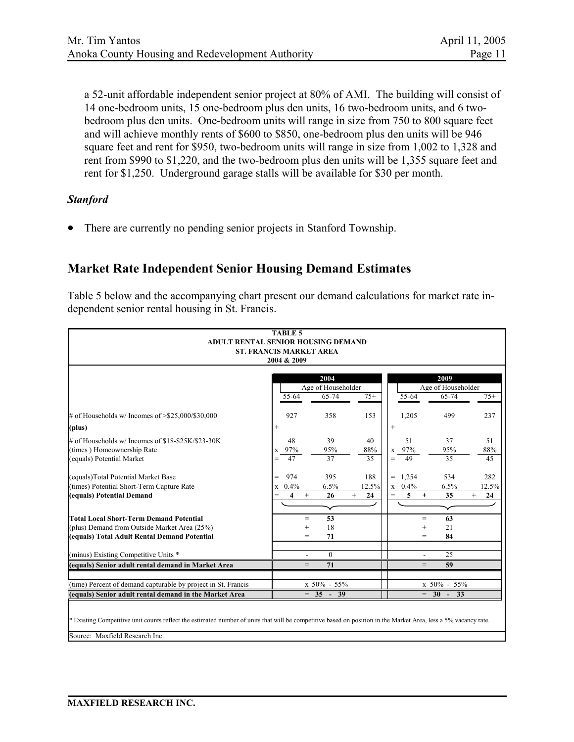a 52-unit affordable independent senior project at 80% of AMI. The building will consist of 14 one-bedroom units, 15 one-bedroom plus den units, 16 two-bedroom units, and 6 two-bedroom plus den units. One-bedroom units will range in size from 750 to 800 square feet and will achieve monthly rents of $600 to $850, one-bedroom plus den units will be 946 square feet and rent for $950, two-bedroom units will range in size from 1,002 to 1,328 and rent from $990 to $1,220, and the two-bedroom plus den units will be 1,355 square feet and rent for $1,250. Underground garage stalls will be available for $30 per month.

### *Stanford*

- There are currently no pending senior projects in Stanford Township.

## Market Rate Independent Senior Housing Demand Estimates

Table 5 below and the accompanying chart present our demand calculations for market rate independent senior rental housing in St. Francis.

**TABLE 5**
**ADULT RENTAL SENIOR HOUSING DEMAND**
**ST. FRANCIS MARKET AREA**
**2004 & 2009**

| | 2004 | | | 2009 | | |
|---|---|---|---|---|---|---|
| | Age of Householder | | | Age of Householder | | |
| | 55-64 | 65-74 | 75+ | 55-64 | 65-74 | 75+ |
| # of Households w/ Incomes of >$25,000/$30,000 | 927 | 358 | 153 | 1,205 | 499 | 237 |
| **(plus)** | + | | | + | | |
| # of Households w/ Incomes of $18-$25K/$23-30K | 48 | 39 | 40 | 51 | 37 | 51 |
| (times ) Homeownership Rate | x 97% | 95% | 88% | x 97% | 95% | 88% |
| (equals) Potential Market | = 47 | 37 | 35 | = 49 | 35 | 45 |
| (equals)Total Potential Market Base | = 974 | 395 | 188 | = 1,254 | 534 | 282 |
| (times) Potential Short-Term Capture Rate | x 0.4% | 6.5% | 12.5% | x 0.4% | 6.5% | 12.5% |
| **(equals) Potential Demand** | = **4** | + **26** | + **24** | = **5** | + **35** | + **24** |
| **Total Local Short-Term Demand Potential** | | = **53** | | | = **63** | |
| (plus) Demand from Outside Market Area (25%) | | + 18 | | | + 21 | |
| **(equals) Total Adult Rental Demand Potential** | | = **71** | | | = **84** | |
| (minus) Existing Competitive Units * | | - 0 | | | - 25 | |
| **(equals) Senior adult rental demand in Market Area** | | = **71** | | | = **59** | |
| (time) Percent of demand capturable by project in St. Francis | | x 50% - 55% | | | x 50% - 55% | |
| **(equals) Senior adult rental demand in the Market Area** | | = **35 - 39** | | | = **30 - 33** | |

\* Existing Competitive unit counts reflect the estimated number of units that will be competitive based on position in the Market Area, less a 5% vacancy rate.

Source: Maxfield Research Inc.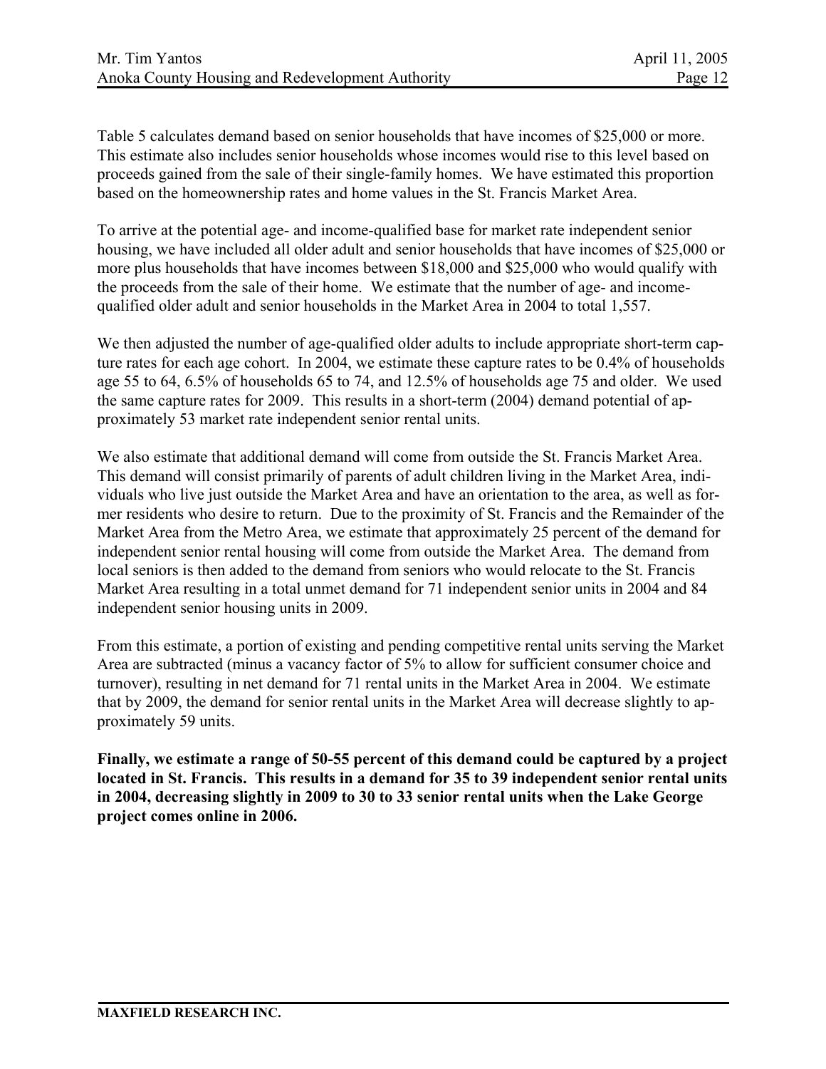Table 5 calculates demand based on senior households that have incomes of $25,000 or more. This estimate also includes senior households whose incomes would rise to this level based on proceeds gained from the sale of their single-family homes. We have estimated this proportion based on the homeownership rates and home values in the St. Francis Market Area.

To arrive at the potential age- and income-qualified base for market rate independent senior housing, we have included all older adult and senior households that have incomes of $25,000 or more plus households that have incomes between $18,000 and $25,000 who would qualify with the proceeds from the sale of their home. We estimate that the number of age- and income-qualified older adult and senior households in the Market Area in 2004 to total 1,557.

We then adjusted the number of age-qualified older adults to include appropriate short-term capture rates for each age cohort. In 2004, we estimate these capture rates to be 0.4% of households age 55 to 64, 6.5% of households 65 to 74, and 12.5% of households age 75 and older. We used the same capture rates for 2009. This results in a short-term (2004) demand potential of approximately 53 market rate independent senior rental units.

We also estimate that additional demand will come from outside the St. Francis Market Area. This demand will consist primarily of parents of adult children living in the Market Area, individuals who live just outside the Market Area and have an orientation to the area, as well as former residents who desire to return. Due to the proximity of St. Francis and the Remainder of the Market Area from the Metro Area, we estimate that approximately 25 percent of the demand for independent senior rental housing will come from outside the Market Area. The demand from local seniors is then added to the demand from seniors who would relocate to the St. Francis Market Area resulting in a total unmet demand for 71 independent senior units in 2004 and 84 independent senior housing units in 2009.

From this estimate, a portion of existing and pending competitive rental units serving the Market Area are subtracted (minus a vacancy factor of 5% to allow for sufficient consumer choice and turnover), resulting in net demand for 71 rental units in the Market Area in 2004. We estimate that by 2009, the demand for senior rental units in the Market Area will decrease slightly to approximately 59 units.

**Finally, we estimate a range of 50-55 percent of this demand could be captured by a project located in St. Francis. This results in a demand for 35 to 39 independent senior rental units in 2004, decreasing slightly in 2009 to 30 to 33 senior rental units when the Lake George project comes online in 2006.**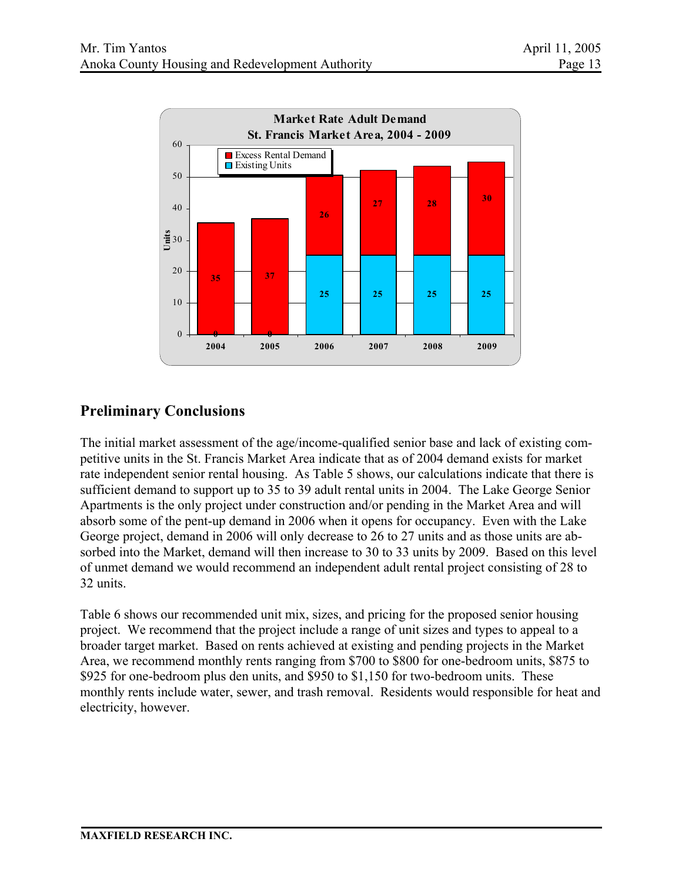**Market Rate Adult Demand**
**St. Francis Market Area, 2004 - 2009**

| Year | Existing Units | Excess Rental Demand |
|---|---|---|
| 2004 | 0 | 35 |
| 2005 | 0 | 37 |
| 2006 | 25 | 26 |
| 2007 | 25 | 27 |
| 2008 | 25 | 28 |
| 2009 | 25 | 30 |

## Preliminary Conclusions

The initial market assessment of the age/income-qualified senior base and lack of existing competitive units in the St. Francis Market Area indicate that as of 2004 demand exists for market rate independent senior rental housing. As Table 5 shows, our calculations indicate that there is sufficient demand to support up to 35 to 39 adult rental units in 2004. The Lake George Senior Apartments is the only project under construction and/or pending in the Market Area and will absorb some of the pent-up demand in 2006 when it opens for occupancy. Even with the Lake George project, demand in 2006 will only decrease to 26 to 27 units and as those units are absorbed into the Market, demand will then increase to 30 to 33 units by 2009. Based on this level of unmet demand we would recommend an independent adult rental project consisting of 28 to 32 units.

Table 6 shows our recommended unit mix, sizes, and pricing for the proposed senior housing project. We recommend that the project include a range of unit sizes and types to appeal to a broader target market. Based on rents achieved at existing and pending projects in the Market Area, we recommend monthly rents ranging from $700 to $800 for one-bedroom units, $875 to $925 for one-bedroom plus den units, and $950 to $1,150 for two-bedroom units. These monthly rents include water, sewer, and trash removal. Residents would responsible for heat and electricity, however.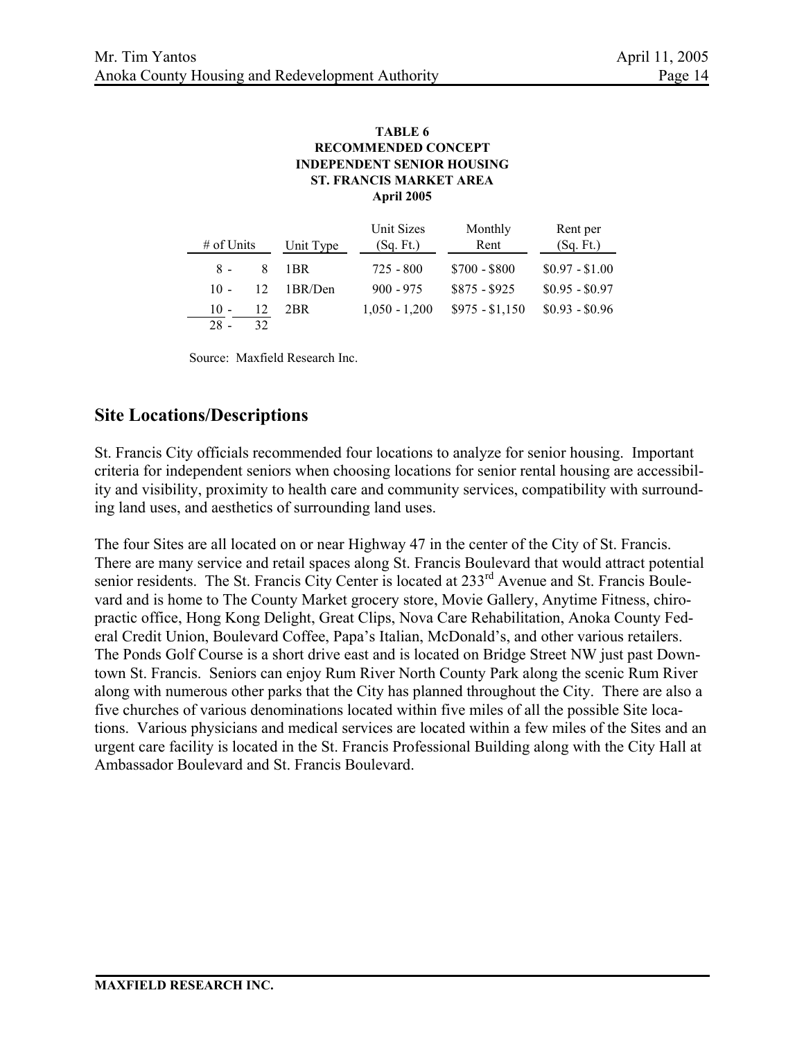**TABLE 6**
**RECOMMENDED CONCEPT**
**INDEPENDENT SENIOR HOUSING**
**ST. FRANCIS MARKET AREA**
**April 2005**

| # of Units | Unit Type | Unit Sizes (Sq. Ft.) | Monthly Rent | Rent per (Sq. Ft.) |
|---|---|---|---|---|
| 8 - 8 | 1BR | 725 - 800 | $700 - $800 | $0.97 - $1.00 |
| 10 - 12 | 1BR/Den | 900 - 975 | $875 - $925 | $0.95 - $0.97 |
| 10 - 12 | 2BR | 1,050 - 1,200 | $975 - $1,150 | $0.93 - $0.96 |
| 28 - 32 | | | | |

Source: Maxfield Research Inc.

## Site Locations/Descriptions

St. Francis City officials recommended four locations to analyze for senior housing. Important criteria for independent seniors when choosing locations for senior rental housing are accessibility and visibility, proximity to health care and community services, compatibility with surrounding land uses, and aesthetics of surrounding land uses.

The four Sites are all located on or near Highway 47 in the center of the City of St. Francis. There are many service and retail spaces along St. Francis Boulevard that would attract potential senior residents. The St. Francis City Center is located at 233rd Avenue and St. Francis Boulevard and is home to The County Market grocery store, Movie Gallery, Anytime Fitness, chiropractic office, Hong Kong Delight, Great Clips, Nova Care Rehabilitation, Anoka County Federal Credit Union, Boulevard Coffee, Papa's Italian, McDonald's, and other various retailers. The Ponds Golf Course is a short drive east and is located on Bridge Street NW just past Downtown St. Francis. Seniors can enjoy Rum River North County Park along the scenic Rum River along with numerous other parks that the City has planned throughout the City. There are also a five churches of various denominations located within five miles of all the possible Site locations. Various physicians and medical services are located within a few miles of the Sites and an urgent care facility is located in the St. Francis Professional Building along with the City Hall at Ambassador Boulevard and St. Francis Boulevard.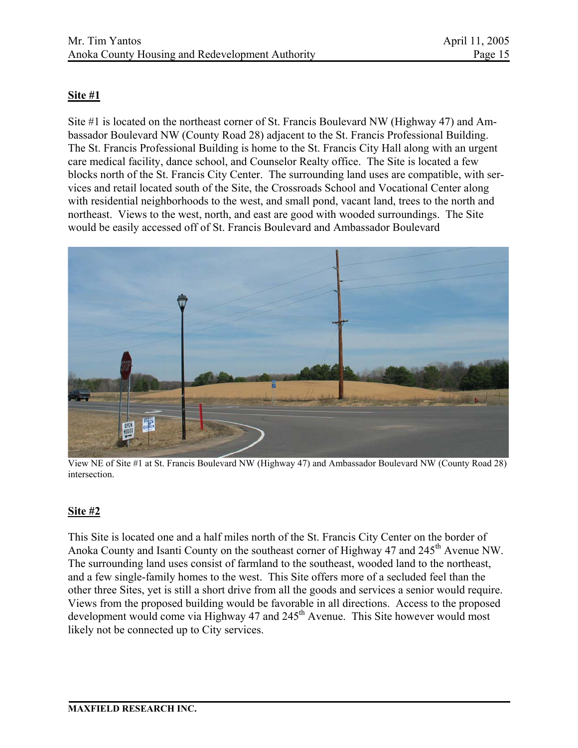## Site #1

Site #1 is located on the northeast corner of St. Francis Boulevard NW (Highway 47) and Ambassador Boulevard NW (County Road 28) adjacent to the St. Francis Professional Building. The St. Francis Professional Building is home to the St. Francis City Hall along with an urgent care medical facility, dance school, and Counselor Realty office. The Site is located a few blocks north of the St. Francis City Center. The surrounding land uses are compatible, with services and retail located south of the Site, the Crossroads School and Vocational Center along with residential neighborhoods to the west, and small pond, vacant land, trees to the north and northeast. Views to the west, north, and east are good with wooded surroundings. The Site would be easily accessed off of St. Francis Boulevard and Ambassador Boulevard

View NE of Site #1 at St. Francis Boulevard NW (Highway 47) and Ambassador Boulevard NW (County Road 28) intersection.

## Site #2

This Site is located one and a half miles north of the St. Francis City Center on the border of Anoka County and Isanti County on the southeast corner of Highway 47 and 245th Avenue NW. The surrounding land uses consist of farmland to the southeast, wooded land to the northeast, and a few single-family homes to the west. This Site offers more of a secluded feel than the other three Sites, yet is still a short drive from all the goods and services a senior would require. Views from the proposed building would be favorable in all directions. Access to the proposed development would come via Highway 47 and 245th Avenue. This Site however would most likely not be connected up to City services.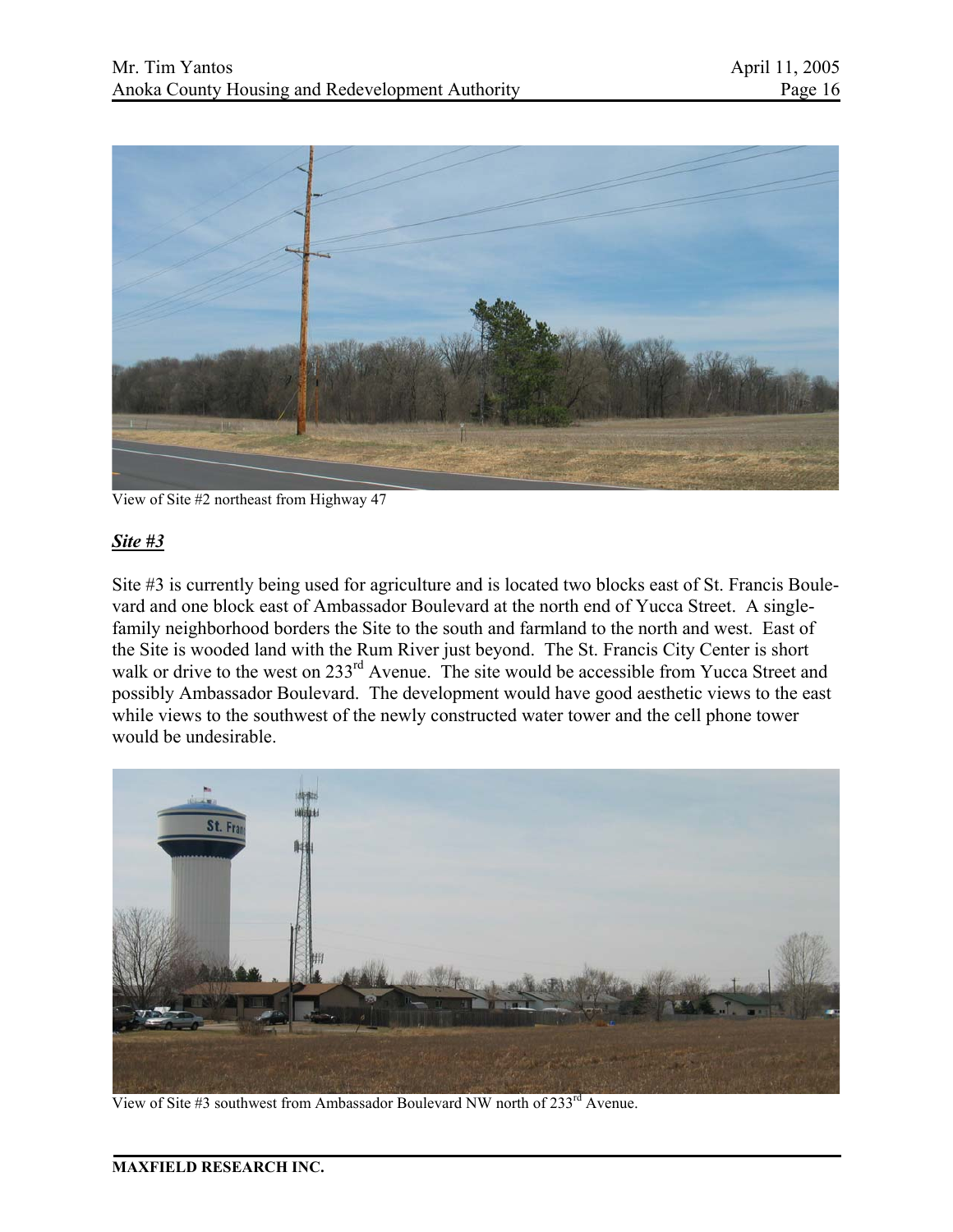View of Site #2 northeast from Highway 47

***Site #3***

Site #3 is currently being used for agriculture and is located two blocks east of St. Francis Boulevard and one block east of Ambassador Boulevard at the north end of Yucca Street. A single-family neighborhood borders the Site to the south and farmland to the north and west. East of the Site is wooded land with the Rum River just beyond. The St. Francis City Center is short walk or drive to the west on 233rd Avenue. The site would be accessible from Yucca Street and possibly Ambassador Boulevard. The development would have good aesthetic views to the east while views to the southwest of the newly constructed water tower and the cell phone tower would be undesirable.

View of Site #3 southwest from Ambassador Boulevard NW north of 233rd Avenue.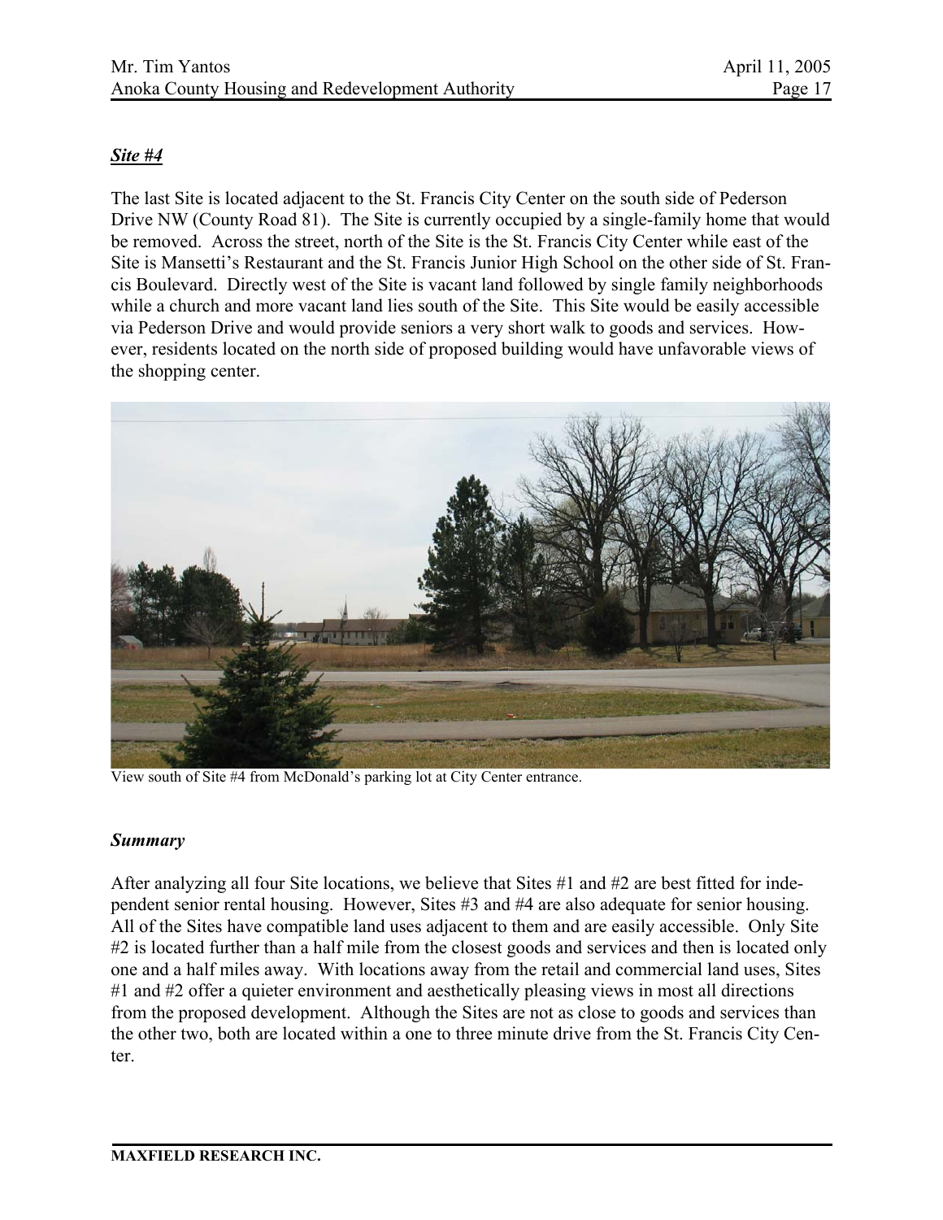### ***Site #4***

The last Site is located adjacent to the St. Francis City Center on the south side of Pederson Drive NW (County Road 81). The Site is currently occupied by a single-family home that would be removed. Across the street, north of the Site is the St. Francis City Center while east of the Site is Mansetti's Restaurant and the St. Francis Junior High School on the other side of St. Francis Boulevard. Directly west of the Site is vacant land followed by single family neighborhoods while a church and more vacant land lies south of the Site. This Site would be easily accessible via Pederson Drive and would provide seniors a very short walk to goods and services. However, residents located on the north side of proposed building would have unfavorable views of the shopping center.

View south of Site #4 from McDonald's parking lot at City Center entrance.

### ***Summary***

After analyzing all four Site locations, we believe that Sites #1 and #2 are best fitted for independent senior rental housing. However, Sites #3 and #4 are also adequate for senior housing. All of the Sites have compatible land uses adjacent to them and are easily accessible. Only Site #2 is located further than a half mile from the closest goods and services and then is located only one and a half miles away. With locations away from the retail and commercial land uses, Sites #1 and #2 offer a quieter environment and aesthetically pleasing views in most all directions from the proposed development. Although the Sites are not as close to goods and services than the other two, both are located within a one to three minute drive from the St. Francis City Center.